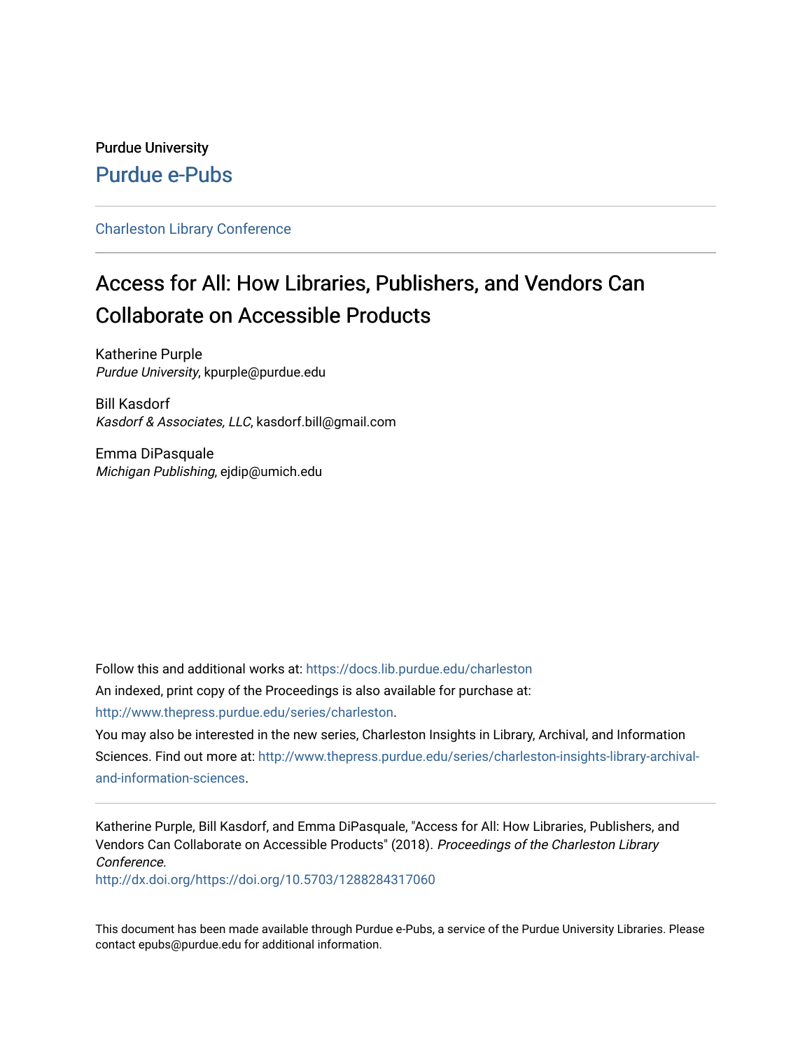Purdue University

Purdue e-Pubs

Charleston Library Conference

# Access for All: How Libraries, Publishers, and Vendors Can Collaborate on Accessible Products

Katherine Purple
*Purdue University*, kpurple@purdue.edu

Bill Kasdorf
*Kasdorf & Associates, LLC*, kasdorf.bill@gmail.com

Emma DiPasquale
*Michigan Publishing*, ejdip@umich.edu

Follow this and additional works at: https://docs.lib.purdue.edu/charleston

An indexed, print copy of the Proceedings is also available for purchase at: http://www.thepress.purdue.edu/series/charleston.

You may also be interested in the new series, Charleston Insights in Library, Archival, and Information Sciences. Find out more at: http://www.thepress.purdue.edu/series/charleston-insights-library-archival-and-information-sciences.

Katherine Purple, Bill Kasdorf, and Emma DiPasquale, "Access for All: How Libraries, Publishers, and Vendors Can Collaborate on Accessible Products" (2018). *Proceedings of the Charleston Library Conference.*
http://dx.doi.org/https://doi.org/10.5703/1288284317060

This document has been made available through Purdue e-Pubs, a service of the Purdue University Libraries. Please contact epubs@purdue.edu for additional information.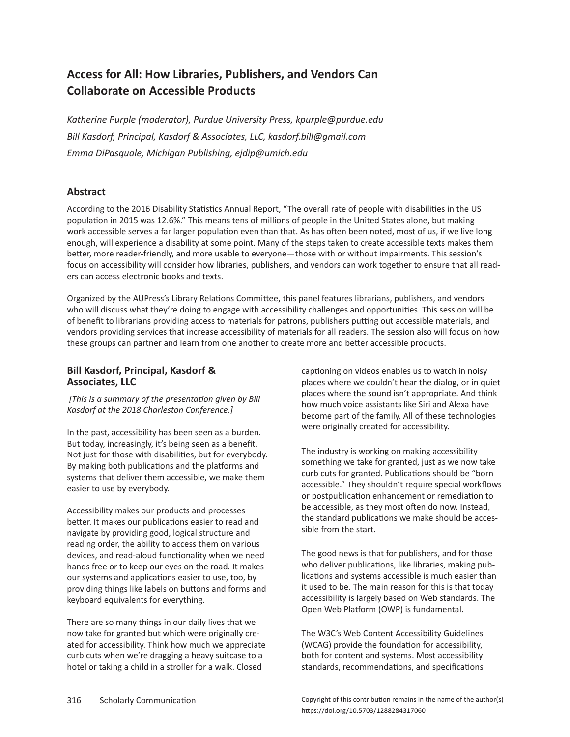# Access for All: How Libraries, Publishers, and Vendors Can Collaborate on Accessible Products

*Katherine Purple (moderator), Purdue University Press, kpurple@purdue.edu*
*Bill Kasdorf, Principal, Kasdorf & Associates, LLC, kasdorf.bill@gmail.com*
*Emma DiPasquale, Michigan Publishing, ejdip@umich.edu*

## Abstract

According to the 2016 Disability Statistics Annual Report, "The overall rate of people with disabilities in the US population in 2015 was 12.6%." This means tens of millions of people in the United States alone, but making work accessible serves a far larger population even than that. As has often been noted, most of us, if we live long enough, will experience a disability at some point. Many of the steps taken to create accessible texts makes them better, more reader-friendly, and more usable to everyone—those with or without impairments. This session's focus on accessibility will consider how libraries, publishers, and vendors can work together to ensure that all readers can access electronic books and texts.

Organized by the AUPress's Library Relations Committee, this panel features librarians, publishers, and vendors who will discuss what they're doing to engage with accessibility challenges and opportunities. This session will be of benefit to librarians providing access to materials for patrons, publishers putting out accessible materials, and vendors providing services that increase accessibility of materials for all readers. The session also will focus on how these groups can partner and learn from one another to create more and better accessible products.

## Bill Kasdorf, Principal, Kasdorf & Associates, LLC

*[This is a summary of the presentation given by Bill Kasdorf at the 2018 Charleston Conference.]*

In the past, accessibility has been seen as a burden. But today, increasingly, it's being seen as a benefit. Not just for those with disabilities, but for everybody. By making both publications and the platforms and systems that deliver them accessible, we make them easier to use by everybody.

Accessibility makes our products and processes better. It makes our publications easier to read and navigate by providing good, logical structure and reading order, the ability to access them on various devices, and read-aloud functionality when we need hands free or to keep our eyes on the road. It makes our systems and applications easier to use, too, by providing things like labels on buttons and forms and keyboard equivalents for everything.

There are so many things in our daily lives that we now take for granted but which were originally created for accessibility. Think how much we appreciate curb cuts when we're dragging a heavy suitcase to a hotel or taking a child in a stroller for a walk. Closed captioning on videos enables us to watch in noisy places where we couldn't hear the dialog, or in quiet places where the sound isn't appropriate. And think how much voice assistants like Siri and Alexa have become part of the family. All of these technologies were originally created for accessibility.

The industry is working on making accessibility something we take for granted, just as we now take curb cuts for granted. Publications should be "born accessible." They shouldn't require special workflows or postpublication enhancement or remediation to be accessible, as they most often do now. Instead, the standard publications we make should be accessible from the start.

The good news is that for publishers, and for those who deliver publications, like libraries, making publications and systems accessible is much easier than it used to be. The main reason for this is that today accessibility is largely based on Web standards. The Open Web Platform (OWP) is fundamental.

The W3C's Web Content Accessibility Guidelines (WCAG) provide the foundation for accessibility, both for content and systems. Most accessibility standards, recommendations, and specifications

Copyright of this contribution remains in the name of the author(s)
https://doi.org/10.5703/1288284317060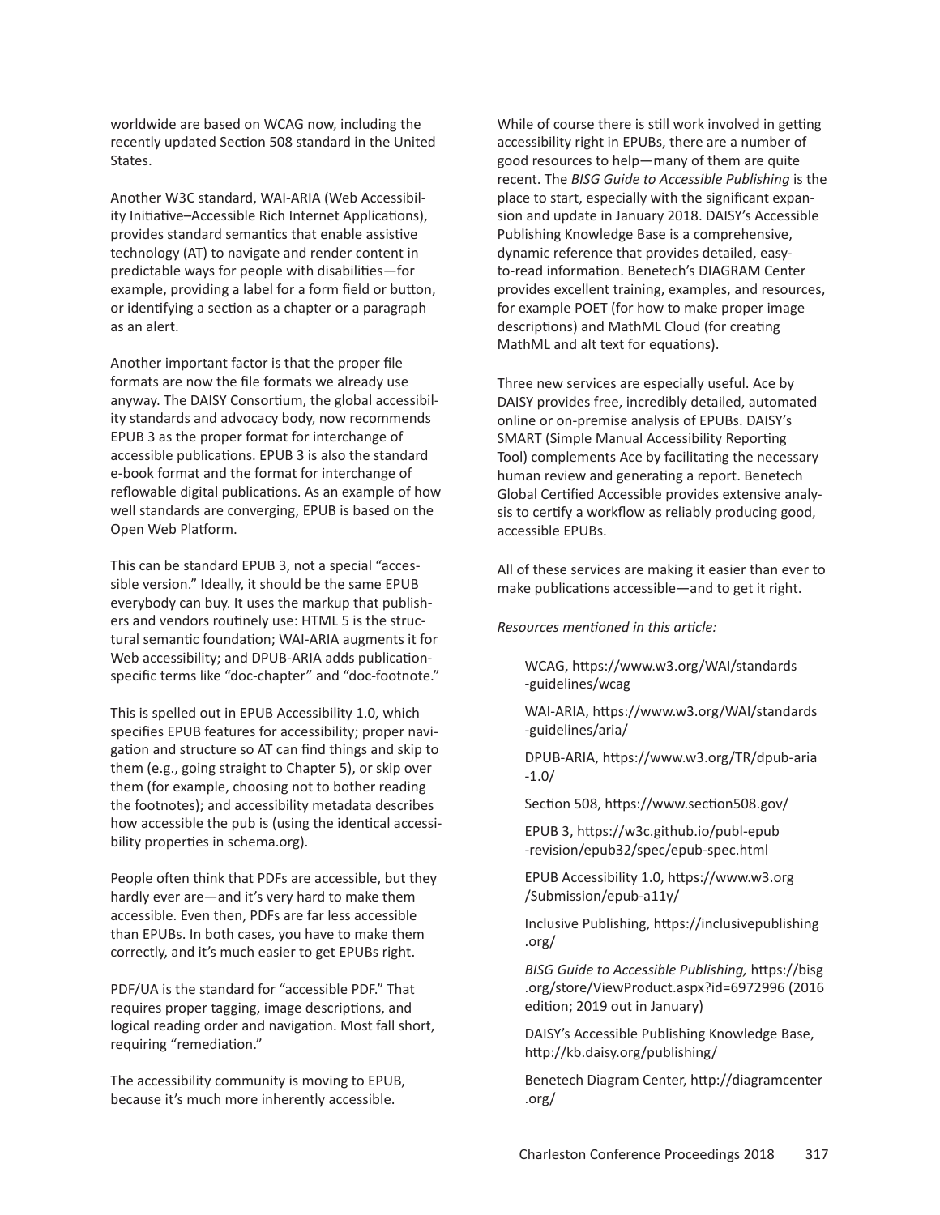worldwide are based on WCAG now, including the recently updated Section 508 standard in the United States.

Another W3C standard, WAI-ARIA (Web Accessibility Initiative–Accessible Rich Internet Applications), provides standard semantics that enable assistive technology (AT) to navigate and render content in predictable ways for people with disabilities—for example, providing a label for a form field or button, or identifying a section as a chapter or a paragraph as an alert.

Another important factor is that the proper file formats are now the file formats we already use anyway. The DAISY Consortium, the global accessibility standards and advocacy body, now recommends EPUB 3 as the proper format for interchange of accessible publications. EPUB 3 is also the standard e-book format and the format for interchange of reflowable digital publications. As an example of how well standards are converging, EPUB is based on the Open Web Platform.

This can be standard EPUB 3, not a special "accessible version." Ideally, it should be the same EPUB everybody can buy. It uses the markup that publishers and vendors routinely use: HTML 5 is the structural semantic foundation; WAI-ARIA augments it for Web accessibility; and DPUB-ARIA adds publication-specific terms like "doc-chapter" and "doc-footnote."

This is spelled out in EPUB Accessibility 1.0, which specifies EPUB features for accessibility; proper navigation and structure so AT can find things and skip to them (e.g., going straight to Chapter 5), or skip over them (for example, choosing not to bother reading the footnotes); and accessibility metadata describes how accessible the pub is (using the identical accessibility properties in schema.org).

People often think that PDFs are accessible, but they hardly ever are—and it's very hard to make them accessible. Even then, PDFs are far less accessible than EPUBs. In both cases, you have to make them correctly, and it's much easier to get EPUBs right.

PDF/UA is the standard for "accessible PDF." That requires proper tagging, image descriptions, and logical reading order and navigation. Most fall short, requiring "remediation."

The accessibility community is moving to EPUB, because it's much more inherently accessible.

While of course there is still work involved in getting accessibility right in EPUBs, there are a number of good resources to help—many of them are quite recent. The *BISG Guide to Accessible Publishing* is the place to start, especially with the significant expansion and update in January 2018. DAISY's Accessible Publishing Knowledge Base is a comprehensive, dynamic reference that provides detailed, easy-to-read information. Benetech's DIAGRAM Center provides excellent training, examples, and resources, for example POET (for how to make proper image descriptions) and MathML Cloud (for creating MathML and alt text for equations).

Three new services are especially useful. Ace by DAISY provides free, incredibly detailed, automated online or on-premise analysis of EPUBs. DAISY's SMART (Simple Manual Accessibility Reporting Tool) complements Ace by facilitating the necessary human review and generating a report. Benetech Global Certified Accessible provides extensive analysis to certify a workflow as reliably producing good, accessible EPUBs.

All of these services are making it easier than ever to make publications accessible—and to get it right.

*Resources mentioned in this article:*

WCAG, https://www.w3.org/WAI/standards-guidelines/wcag

WAI-ARIA, https://www.w3.org/WAI/standards-guidelines/aria/

DPUB-ARIA, https://www.w3.org/TR/dpub-aria-1.0/

Section 508, https://www.section508.gov/

EPUB 3, https://w3c.github.io/publ-epub-revision/epub32/spec/epub-spec.html

EPUB Accessibility 1.0, https://www.w3.org/Submission/epub-a11y/

Inclusive Publishing, https://inclusivepublishing.org/

*BISG Guide to Accessible Publishing*, https://bisg.org/store/ViewProduct.aspx?id=6972996 (2016 edition; 2019 out in January)

DAISY's Accessible Publishing Knowledge Base, http://kb.daisy.org/publishing/

Benetech Diagram Center, http://diagramcenter.org/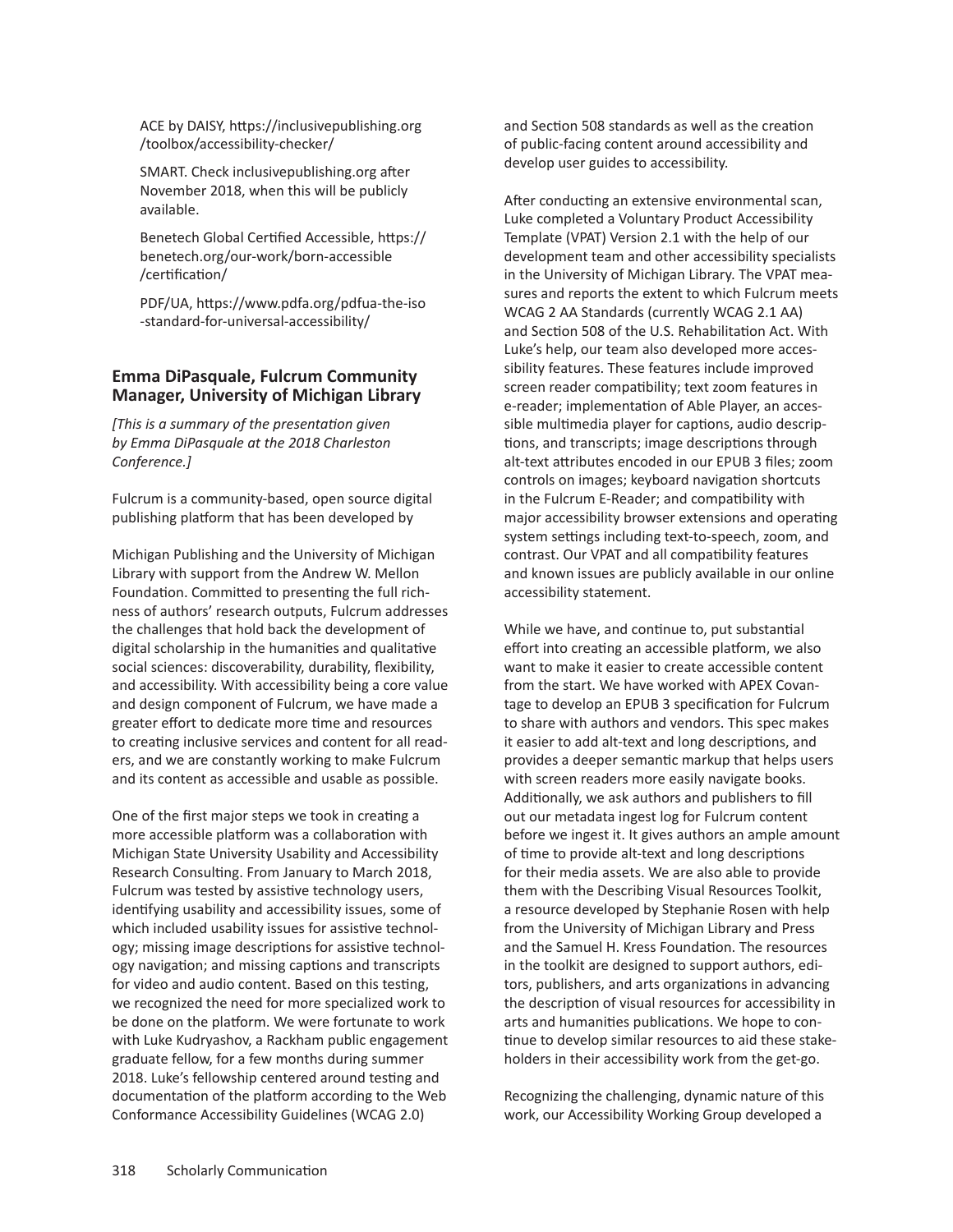ACE by DAISY, https://inclusivepublishing.org/toolbox/accessibility-checker/

SMART. Check inclusivepublishing.org after November 2018, when this will be publicly available.

Benetech Global Certified Accessible, https://benetech.org/our-work/born-accessible/certification/

PDF/UA, https://www.pdfa.org/pdfua-the-iso-standard-for-universal-accessibility/

### Emma DiPasquale, Fulcrum Community Manager, University of Michigan Library

*[This is a summary of the presentation given by Emma DiPasquale at the 2018 Charleston Conference.]*

Fulcrum is a community-based, open source digital publishing platform that has been developed by Michigan Publishing and the University of Michigan Library with support from the Andrew W. Mellon Foundation. Committed to presenting the full richness of authors' research outputs, Fulcrum addresses the challenges that hold back the development of digital scholarship in the humanities and qualitative social sciences: discoverability, durability, flexibility, and accessibility. With accessibility being a core value and design component of Fulcrum, we have made a greater effort to dedicate more time and resources to creating inclusive services and content for all readers, and we are constantly working to make Fulcrum and its content as accessible and usable as possible.

One of the first major steps we took in creating a more accessible platform was a collaboration with Michigan State University Usability and Accessibility Research Consulting. From January to March 2018, Fulcrum was tested by assistive technology users, identifying usability and accessibility issues, some of which included usability issues for assistive technology; missing image descriptions for assistive technology navigation; and missing captions and transcripts for video and audio content. Based on this testing, we recognized the need for more specialized work to be done on the platform. We were fortunate to work with Luke Kudryashov, a Rackham public engagement graduate fellow, for a few months during summer 2018. Luke's fellowship centered around testing and documentation of the platform according to the Web Conformance Accessibility Guidelines (WCAG 2.0) and Section 508 standards as well as the creation of public-facing content around accessibility and develop user guides to accessibility.

After conducting an extensive environmental scan, Luke completed a Voluntary Product Accessibility Template (VPAT) Version 2.1 with the help of our development team and other accessibility specialists in the University of Michigan Library. The VPAT measures and reports the extent to which Fulcrum meets WCAG 2 AA Standards (currently WCAG 2.1 AA) and Section 508 of the U.S. Rehabilitation Act. With Luke's help, our team also developed more accessibility features. These features include improved screen reader compatibility; text zoom features in e-reader; implementation of Able Player, an accessible multimedia player for captions, audio descriptions, and transcripts; image descriptions through alt-text attributes encoded in our EPUB 3 files; zoom controls on images; keyboard navigation shortcuts in the Fulcrum E-Reader; and compatibility with major accessibility browser extensions and operating system settings including text-to-speech, zoom, and contrast. Our VPAT and all compatibility features and known issues are publicly available in our online accessibility statement.

While we have, and continue to, put substantial effort into creating an accessible platform, we also want to make it easier to create accessible content from the start. We have worked with APEX Covantage to develop an EPUB 3 specification for Fulcrum to share with authors and vendors. This spec makes it easier to add alt-text and long descriptions, and provides a deeper semantic markup that helps users with screen readers more easily navigate books. Additionally, we ask authors and publishers to fill out our metadata ingest log for Fulcrum content before we ingest it. It gives authors an ample amount of time to provide alt-text and long descriptions for their media assets. We are also able to provide them with the Describing Visual Resources Toolkit, a resource developed by Stephanie Rosen with help from the University of Michigan Library and Press and the Samuel H. Kress Foundation. The resources in the toolkit are designed to support authors, editors, publishers, and arts organizations in advancing the description of visual resources for accessibility in arts and humanities publications. We hope to continue to develop similar resources to aid these stakeholders in their accessibility work from the get-go.

Recognizing the challenging, dynamic nature of this work, our Accessibility Working Group developed a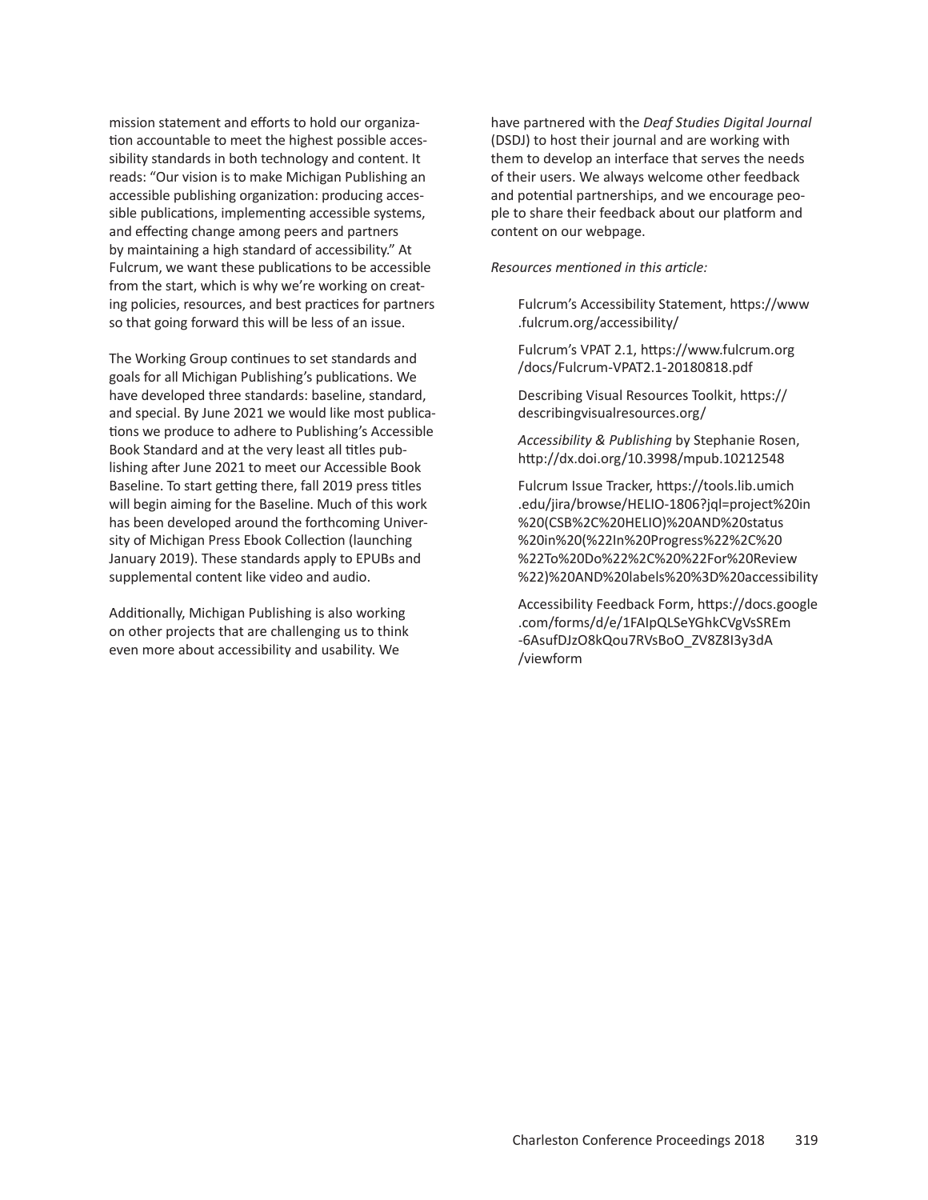mission statement and efforts to hold our organization accountable to meet the highest possible accessibility standards in both technology and content. It reads: "Our vision is to make Michigan Publishing an accessible publishing organization: producing accessible publications, implementing accessible systems, and effecting change among peers and partners by maintaining a high standard of accessibility." At Fulcrum, we want these publications to be accessible from the start, which is why we're working on creating policies, resources, and best practices for partners so that going forward this will be less of an issue.

The Working Group continues to set standards and goals for all Michigan Publishing's publications. We have developed three standards: baseline, standard, and special. By June 2021 we would like most publications we produce to adhere to Publishing's Accessible Book Standard and at the very least all titles publishing after June 2021 to meet our Accessible Book Baseline. To start getting there, fall 2019 press titles will begin aiming for the Baseline. Much of this work has been developed around the forthcoming University of Michigan Press Ebook Collection (launching January 2019). These standards apply to EPUBs and supplemental content like video and audio.

Additionally, Michigan Publishing is also working on other projects that are challenging us to think even more about accessibility and usability. We have partnered with the *Deaf Studies Digital Journal* (DSDJ) to host their journal and are working with them to develop an interface that serves the needs of their users. We always welcome other feedback and potential partnerships, and we encourage people to share their feedback about our platform and content on our webpage.

*Resources mentioned in this article:*

Fulcrum's Accessibility Statement, https://www.fulcrum.org/accessibility/

Fulcrum's VPAT 2.1, https://www.fulcrum.org/docs/Fulcrum-VPAT2.1-20180818.pdf

Describing Visual Resources Toolkit, https://describingvisualresources.org/

*Accessibility & Publishing* by Stephanie Rosen, http://dx.doi.org/10.3998/mpub.10212548

Fulcrum Issue Tracker, https://tools.lib.umich.edu/jira/browse/HELIO-1806?jql=project%20in%20(CSB%2C%20HELIO)%20AND%20status%20in%20(%22In%20Progress%22%2C%20%22To%20Do%22%2C%20%22For%20Review%22)%20AND%20labels%20%3D%20accessibility

Accessibility Feedback Form, https://docs.google.com/forms/d/e/1FAIpQLSeYGhkCVgVsSREm-6AsufDJzO8kQou7RVsBoO_ZV8Z8I3y3dA/viewform